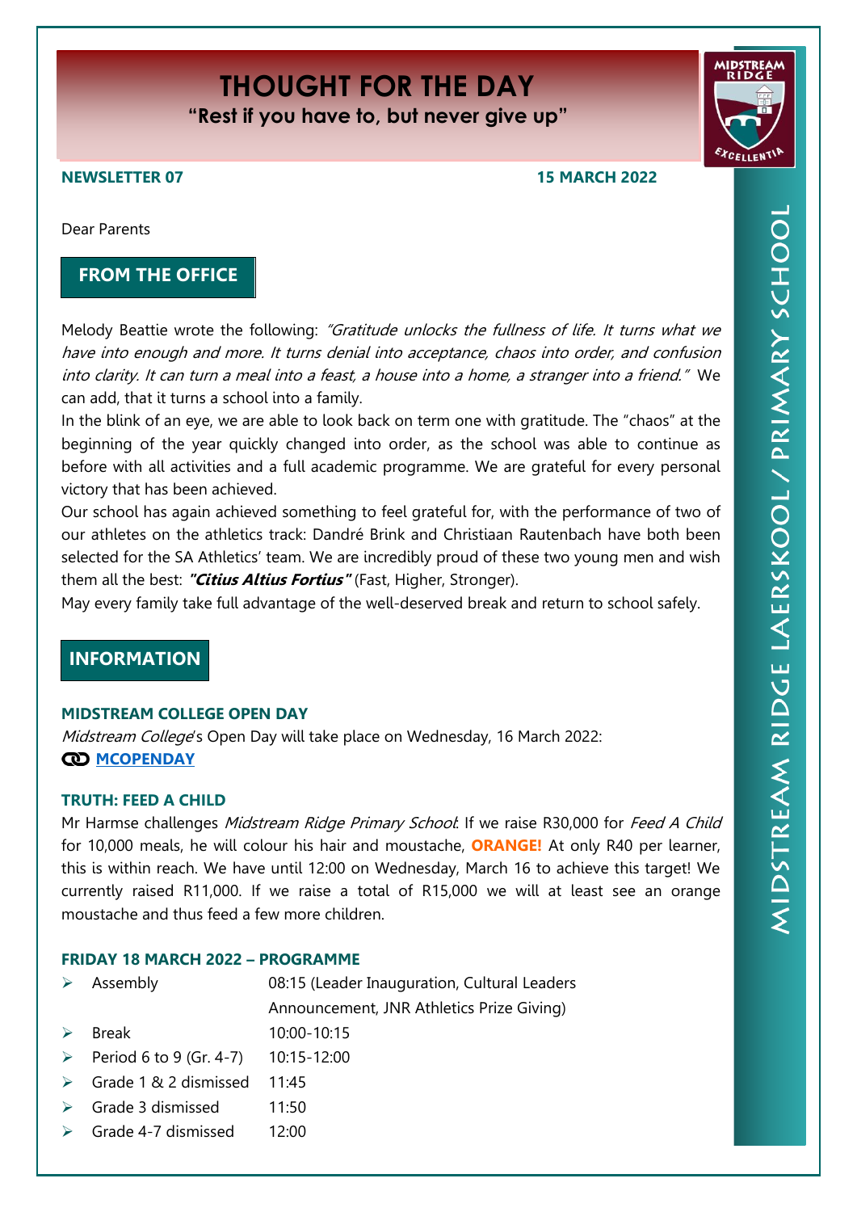# THOUGHT FOR THE DAY

**"Rest if you have to, but never give up"**

**NEWSLETTER 07** **15 MARCH 2022**

Dear Parents

## FROM THE OFFICE

Melody Beattie wrote the following: *"Gratitude unlocks the fullness of life. It turns what we have into enough and more. It turns denial into acceptance, chaos into order, and confusion into clarity. It can turn a meal into a feast, a house into a home, a stranger into a friend."* We can add, that it turns a school into a family.

In the blink of an eye, we are able to look back on term one with gratitude. The "chaos" at the beginning of the year quickly changed into order, as the school was able to continue as before with all activities and a full academic programme. We are grateful for every personal victory that has been achieved.

Our school has again achieved something to feel grateful for, with the performance of two of our athletes on the athletics track: Dandré Brink and Christiaan Rautenbach have both been selected for the SA Athletics' team. We are incredibly proud of these two young men and wish them all the best: ***"Citius Altius Fortius"*** (Fast, Higher, Stronger).

May every family take full advantage of the well-deserved break and return to school safely.

## INFORMATION

### MIDSTREAM COLLEGE OPEN DAY

*Midstream College*'s Open Day will take place on Wednesday, 16 March 2022:
**MCOPENDAY**

### TRUTH: FEED A CHILD

Mr Harmse challenges *Midstream Ridge Primary School*: If we raise R30,000 for *Feed A Child* for 10,000 meals, he will colour his hair and moustache, **ORANGE!** At only R40 per learner, this is within reach. We have until 12:00 on Wednesday, March 16 to achieve this target! We currently raised R11,000. If we raise a total of R15,000 we will at least see an orange moustache and thus feed a few more children.

### FRIDAY 18 MARCH 2022 – PROGRAMME

- Assembly — 08:15 (Leader Inauguration, Cultural Leaders Announcement, JNR Athletics Prize Giving)
- Break — 10:00-10:15
- Period 6 to 9 (Gr. 4-7) — 10:15-12:00
- Grade 1 & 2 dismissed — 11:45
- Grade 3 dismissed — 11:50
- Grade 4-7 dismissed — 12:00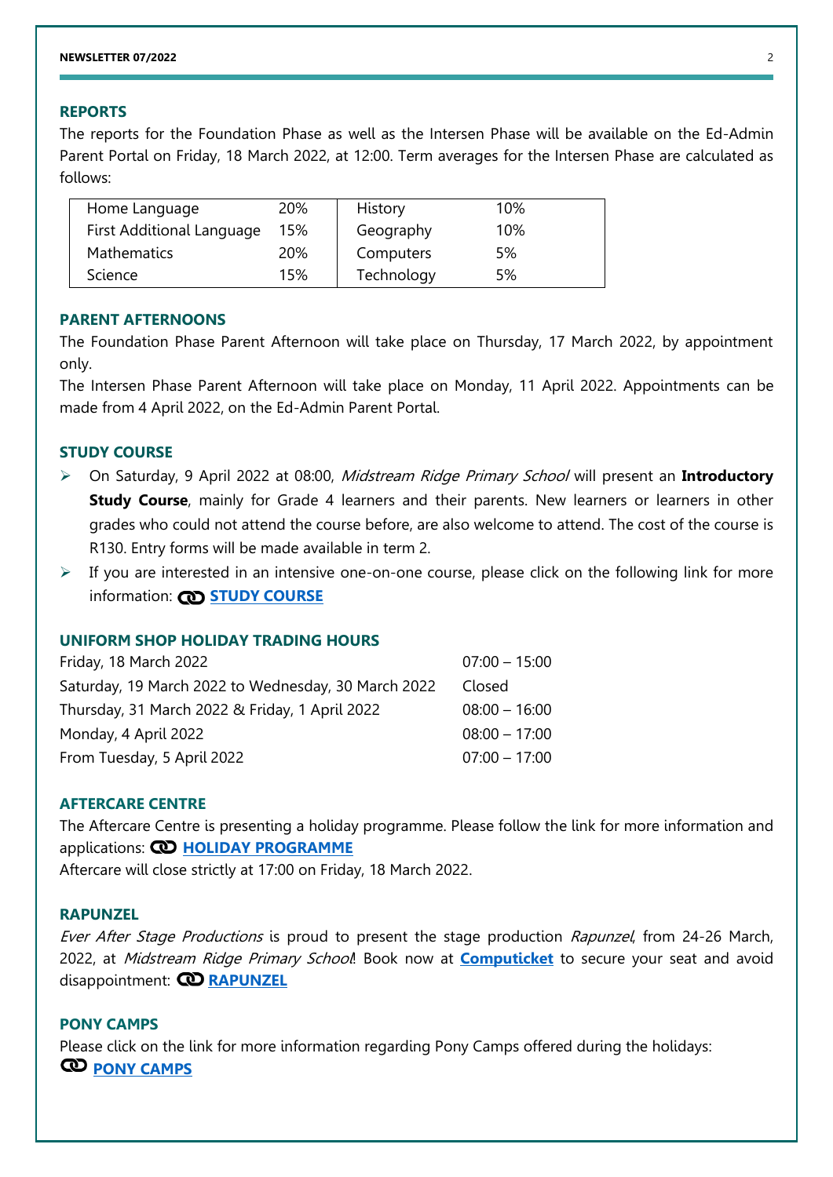## REPORTS

The reports for the Foundation Phase as well as the Intersen Phase will be available on the Ed-Admin Parent Portal on Friday, 18 March 2022, at 12:00. Term averages for the Intersen Phase are calculated as follows:

| | | | |
|---|---|---|---|
| Home Language | 20% | History | 10% |
| First Additional Language | 15% | Geography | 10% |
| Mathematics | 20% | Computers | 5% |
| Science | 15% | Technology | 5% |

## PARENT AFTERNOONS

The Foundation Phase Parent Afternoon will take place on Thursday, 17 March 2022, by appointment only.

The Intersen Phase Parent Afternoon will take place on Monday, 11 April 2022. Appointments can be made from 4 April 2022, on the Ed-Admin Parent Portal.

## STUDY COURSE

- On Saturday, 9 April 2022 at 08:00, *Midstream Ridge Primary School* will present an **Introductory Study Course**, mainly for Grade 4 learners and their parents. New learners or learners in other grades who could not attend the course before, are also welcome to attend. The cost of the course is R130. Entry forms will be made available in term 2.
- If you are interested in an intensive one-on-one course, please click on the following link for more information: **STUDY COURSE**

## UNIFORM SHOP HOLIDAY TRADING HOURS

| | |
|---|---|
| Friday, 18 March 2022 | 07:00 – 15:00 |
| Saturday, 19 March 2022 to Wednesday, 30 March 2022 | Closed |
| Thursday, 31 March 2022 & Friday, 1 April 2022 | 08:00 – 16:00 |
| Monday, 4 April 2022 | 08:00 – 17:00 |
| From Tuesday, 5 April 2022 | 07:00 – 17:00 |

## AFTERCARE CENTRE

The Aftercare Centre is presenting a holiday programme. Please follow the link for more information and applications: **HOLIDAY PROGRAMME**

Aftercare will close strictly at 17:00 on Friday, 18 March 2022.

## RAPUNZEL

*Ever After Stage Productions* is proud to present the stage production *Rapunzel*, from 24-26 March, 2022, at *Midstream Ridge Primary School*! Book now at **Computicket** to secure your seat and avoid disappointment: **RAPUNZEL**

## PONY CAMPS

Please click on the link for more information regarding Pony Camps offered during the holidays: **PONY CAMPS**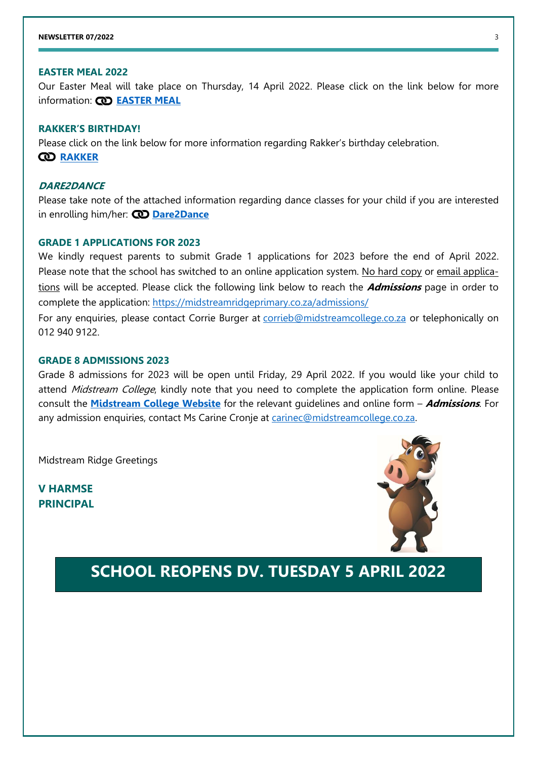## EASTER MEAL 2022

Our Easter Meal will take place on Thursday, 14 April 2022. Please click on the link below for more information: **EASTER MEAL**

## RAKKER'S BIRTHDAY!

Please click on the link below for more information regarding Rakker's birthday celebration.
**RAKKER**

## *DARE2DANCE*

Please take note of the attached information regarding dance classes for your child if you are interested in enrolling him/her: **Dare2Dance**

## GRADE 1 APPLICATIONS FOR 2023

We kindly request parents to submit Grade 1 applications for 2023 before the end of April 2022. Please note that the school has switched to an online application system. No hard copy or email applications will be accepted. Please click the following link below to reach the ***Admissions*** page in order to complete the application: https://midstreamridgeprimary.co.za/admissions/

For any enquiries, please contact Corrie Burger at corrieb@midstreamcollege.co.za or telephonically on 012 940 9122.

## GRADE 8 ADMISSIONS 2023

Grade 8 admissions for 2023 will be open until Friday, 29 April 2022. If you would like your child to attend *Midstream College*, kindly note that you need to complete the application form online. Please consult the **Midstream College Website** for the relevant guidelines and online form – ***Admissions***. For any admission enquiries, contact Ms Carine Cronje at carinec@midstreamcollege.co.za.

Midstream Ridge Greetings

**V HARMSE**
**PRINCIPAL**

## SCHOOL REOPENS DV. TUESDAY 5 APRIL 2022